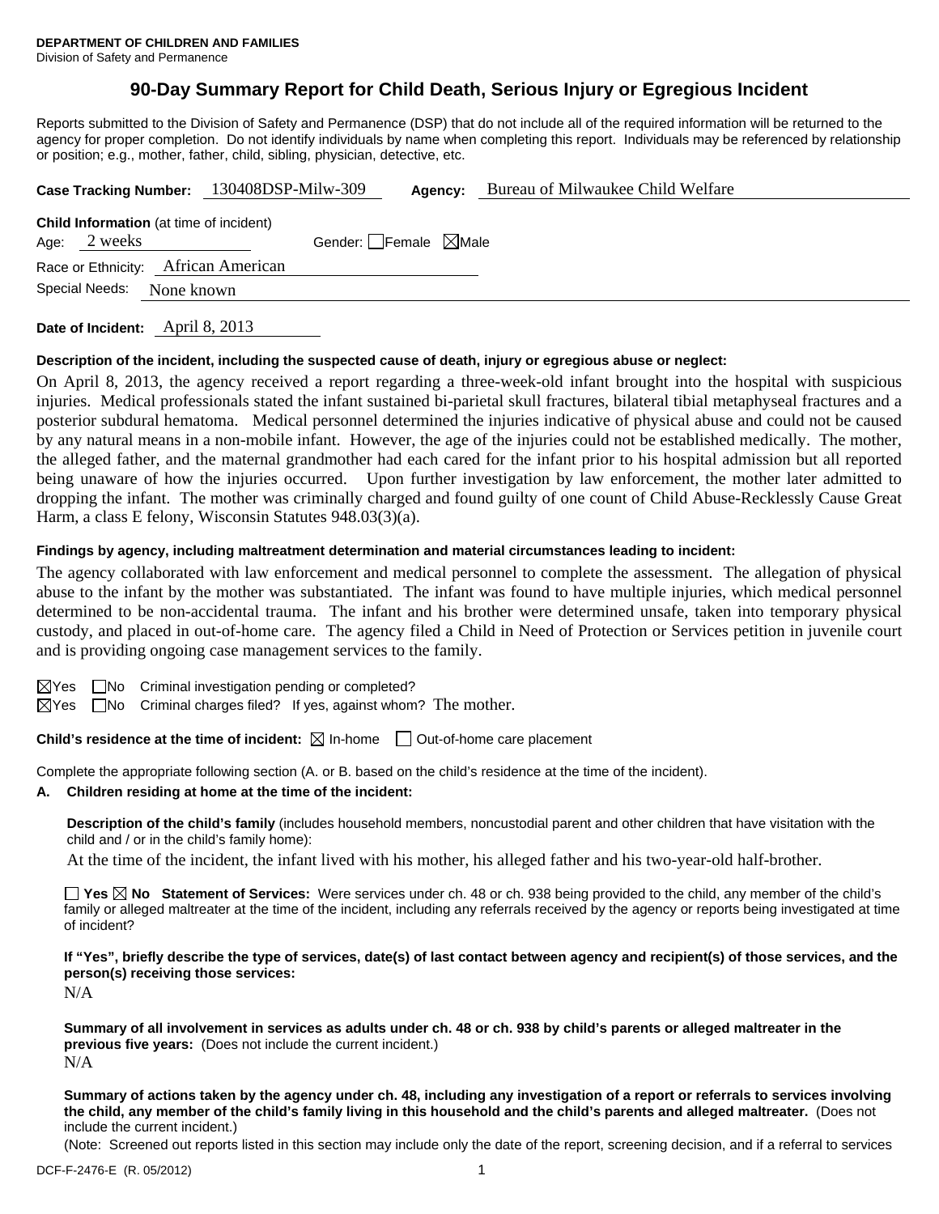**DEPARTMENT OF CHILDREN AND FAMILIES**
Division of Safety and Permanence

# 90-Day Summary Report for Child Death, Serious Injury or Egregious Incident

Reports submitted to the Division of Safety and Permanence (DSP) that do not include all of the required information will be returned to the agency for proper completion. Do not identify individuals by name when completing this report. Individuals may be referenced by relationship or position; e.g., mother, father, child, sibling, physician, detective, etc.

**Case Tracking Number:** 130408DSP-Milw-309 **Agency:** Bureau of Milwaukee Child Welfare

**Child Information** (at time of incident)
Age: 2 weeks Gender: ☐Female ☒Male
Race or Ethnicity: African American
Special Needs: None known

**Date of Incident:** April 8, 2013

**Description of the incident, including the suspected cause of death, injury or egregious abuse or neglect:**

On April 8, 2013, the agency received a report regarding a three-week-old infant brought into the hospital with suspicious injuries. Medical professionals stated the infant sustained bi-parietal skull fractures, bilateral tibial metaphyseal fractures and a posterior subdural hematoma. Medical personnel determined the injuries indicative of physical abuse and could not be caused by any natural means in a non-mobile infant. However, the age of the injuries could not be established medically. The mother, the alleged father, and the maternal grandmother had each cared for the infant prior to his hospital admission but all reported being unaware of how the injuries occurred. Upon further investigation by law enforcement, the mother later admitted to dropping the infant. The mother was criminally charged and found guilty of one count of Child Abuse-Recklessly Cause Great Harm, a class E felony, Wisconsin Statutes 948.03(3)(a).

**Findings by agency, including maltreatment determination and material circumstances leading to incident:**

The agency collaborated with law enforcement and medical personnel to complete the assessment. The allegation of physical abuse to the infant by the mother was substantiated. The infant was found to have multiple injuries, which medical personnel determined to be non-accidental trauma. The infant and his brother were determined unsafe, taken into temporary physical custody, and placed in out-of-home care. The agency filed a Child in Need of Protection or Services petition in juvenile court and is providing ongoing case management services to the family.

☒Yes ☐No Criminal investigation pending or completed?
☒Yes ☐No Criminal charges filed? If yes, against whom? The mother.

**Child's residence at the time of incident:** ☒ In-home ☐ Out-of-home care placement

Complete the appropriate following section (A. or B. based on the child's residence at the time of the incident).

**A. Children residing at home at the time of the incident:**

**Description of the child's family** (includes household members, noncustodial parent and other children that have visitation with the child and / or in the child's family home):

At the time of the incident, the infant lived with his mother, his alleged father and his two-year-old half-brother.

☐ **Yes** ☒ **No Statement of Services:** Were services under ch. 48 or ch. 938 being provided to the child, any member of the child's family or alleged maltreater at the time of the incident, including any referrals received by the agency or reports being investigated at time of incident?

**If "Yes", briefly describe the type of services, date(s) of last contact between agency and recipient(s) of those services, and the person(s) receiving those services:**
N/A

**Summary of all involvement in services as adults under ch. 48 or ch. 938 by child's parents or alleged maltreater in the previous five years:** (Does not include the current incident.)
N/A

**Summary of actions taken by the agency under ch. 48, including any investigation of a report or referrals to services involving the child, any member of the child's family living in this household and the child's parents and alleged maltreater.** (Does not include the current incident.)
(Note: Screened out reports listed in this section may include only the date of the report, screening decision, and if a referral to services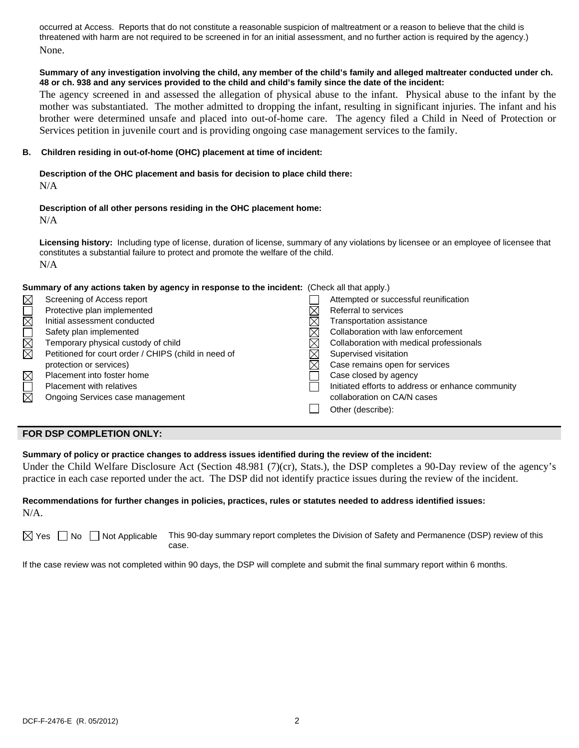occurred at Access. Reports that do not constitute a reasonable suspicion of maltreatment or a reason to believe that the child is threatened with harm are not required to be screened in for an initial assessment, and no further action is required by the agency.)

None.

**Summary of any investigation involving the child, any member of the child's family and alleged maltreater conducted under ch. 48 or ch. 938 and any services provided to the child and child's family since the date of the incident:**

The agency screened in and assessed the allegation of physical abuse to the infant. Physical abuse to the infant by the mother was substantiated. The mother admitted to dropping the infant, resulting in significant injuries. The infant and his brother were determined unsafe and placed into out-of-home care. The agency filed a Child in Need of Protection or Services petition in juvenile court and is providing ongoing case management services to the family.

**B. Children residing in out-of-home (OHC) placement at time of incident:**

**Description of the OHC placement and basis for decision to place child there:**

N/A

**Description of all other persons residing in the OHC placement home:**

N/A

**Licensing history:** Including type of license, duration of license, summary of any violations by licensee or an employee of licensee that constitutes a substantial failure to protect and promote the welfare of the child.

N/A

**Summary of any actions taken by agency in response to the incident:** (Check all that apply.)

- ☒ Screening of Access report
- ☐ Protective plan implemented
- ☒ Initial assessment conducted
- ☐ Safety plan implemented
- ☒ Temporary physical custody of child
- ☒ Petitioned for court order / CHIPS (child in need of protection or services)
- ☒ Placement into foster home
- ☐ Placement with relatives
- ☒ Ongoing Services case management
- ☐ Attempted or successful reunification
- ☒ Referral to services
- ☒ Transportation assistance
- ☒ Collaboration with law enforcement
- ☒ Collaboration with medical professionals
- ☒ Supervised visitation
- ☒ Case remains open for services
- ☐ Case closed by agency
- ☐ Initiated efforts to address or enhance community collaboration on CA/N cases
- ☐ Other (describe):

## FOR DSP COMPLETION ONLY:

**Summary of policy or practice changes to address issues identified during the review of the incident:**

Under the Child Welfare Disclosure Act (Section 48.981 (7)(cr), Stats.), the DSP completes a 90-Day review of the agency's practice in each case reported under the act. The DSP did not identify practice issues during the review of the incident.

**Recommendations for further changes in policies, practices, rules or statutes needed to address identified issues:**

N/A.

☒ Yes ☐ No ☐ Not Applicable This 90-day summary report completes the Division of Safety and Permanence (DSP) review of this case.

If the case review was not completed within 90 days, the DSP will complete and submit the final summary report within 6 months.

DCF-F-2476-E (R. 05/2012)